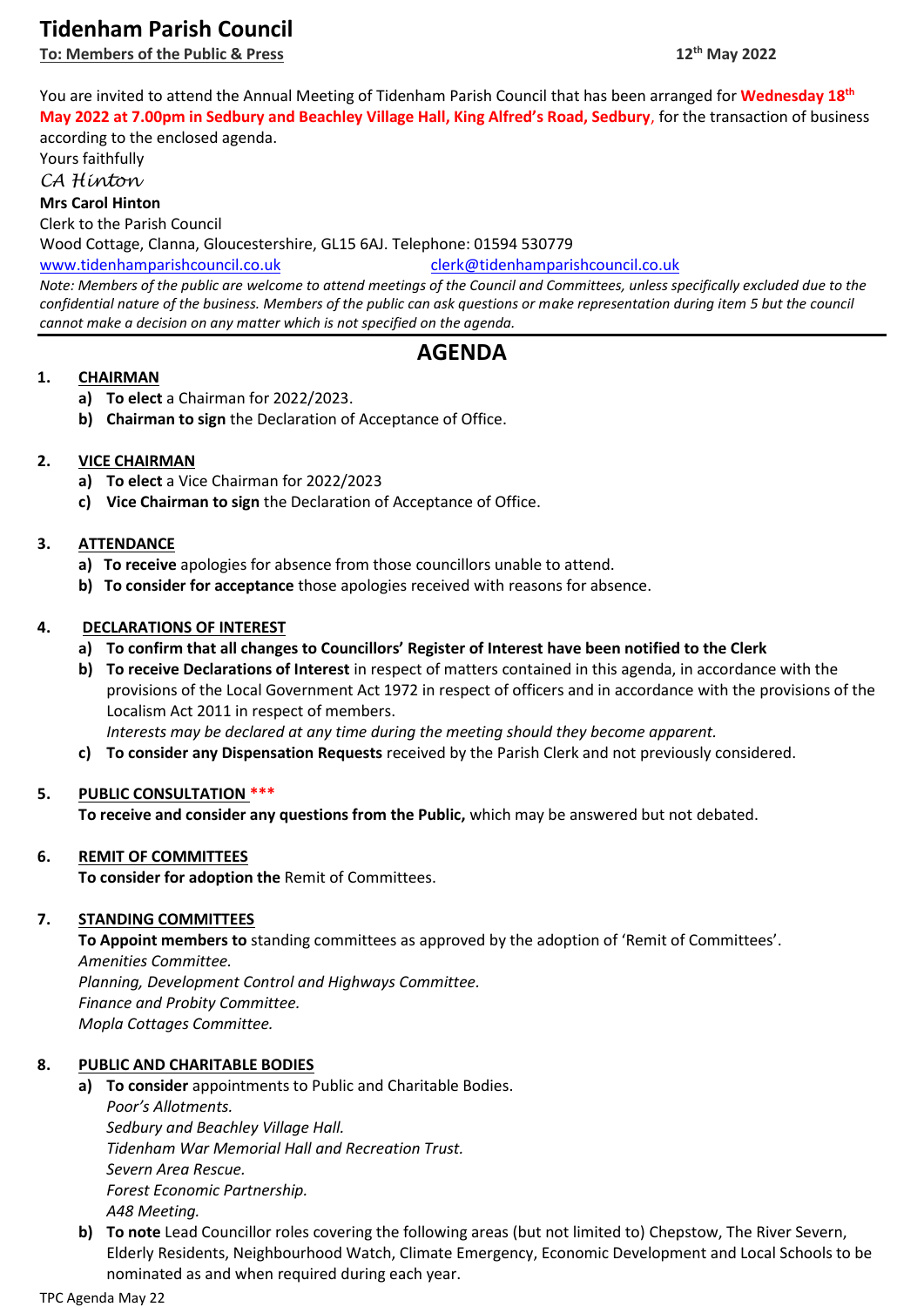# Tidenham Parish Council

**To: Members of the Public & Press** **12th May 2022**

You are invited to attend the Annual Meeting of Tidenham Parish Council that has been arranged for **Wednesday 18th May 2022 at 7.00pm in Sedbury and Beachley Village Hall, King Alfred's Road, Sedbury**, for the transaction of business according to the enclosed agenda.

Yours faithfully

*CA Hinton*

**Mrs Carol Hinton**

Clerk to the Parish Council

Wood Cottage, Clanna, Gloucestershire, GL15 6AJ. Telephone: 01594 530779

www.tidenhamparishcouncil.co.uk clerk@tidenhamparishcouncil.co.uk

*Note: Members of the public are welcome to attend meetings of the Council and Committees, unless specifically excluded due to the confidential nature of the business. Members of the public can ask questions or make representation during item 5 but the council cannot make a decision on any matter which is not specified on the agenda.*

## AGENDA

**1. CHAIRMAN**

- **a) To elect** a Chairman for 2022/2023.
- **b) Chairman to sign** the Declaration of Acceptance of Office.

**2. VICE CHAIRMAN**

- **a) To elect** a Vice Chairman for 2022/2023
- **c) Vice Chairman to sign** the Declaration of Acceptance of Office.

**3. ATTENDANCE**

- **a) To receive** apologies for absence from those councillors unable to attend.
- **b) To consider for acceptance** those apologies received with reasons for absence.

**4. DECLARATIONS OF INTEREST**

- **a) To confirm that all changes to Councillors' Register of Interest have been notified to the Clerk**
- **b) To receive Declarations of Interest** in respect of matters contained in this agenda, in accordance with the provisions of the Local Government Act 1972 in respect of officers and in accordance with the provisions of the Localism Act 2011 in respect of members.
  *Interests may be declared at any time during the meeting should they become apparent.*
- **c) To consider any Dispensation Requests** received by the Parish Clerk and not previously considered.

**5. PUBLIC CONSULTATION ***

**To receive and consider any questions from the Public,** which may be answered but not debated.

**6. REMIT OF COMMITTEES**

**To consider for adoption the** Remit of Committees.

**7. STANDING COMMITTEES**

**To Appoint members to** standing committees as approved by the adoption of 'Remit of Committees'.

*Amenities Committee.*
*Planning, Development Control and Highways Committee.*
*Finance and Probity Committee.*
*Mopla Cottages Committee.*

**8. PUBLIC AND CHARITABLE BODIES**

- **a) To consider** appointments to Public and Charitable Bodies.
  *Poor's Allotments.*
  *Sedbury and Beachley Village Hall.*
  *Tidenham War Memorial Hall and Recreation Trust.*
  *Severn Area Rescue.*
  *Forest Economic Partnership.*
  *A48 Meeting.*
- **b) To note** Lead Councillor roles covering the following areas (but not limited to) Chepstow, The River Severn, Elderly Residents, Neighbourhood Watch, Climate Emergency, Economic Development and Local Schools to be nominated as and when required during each year.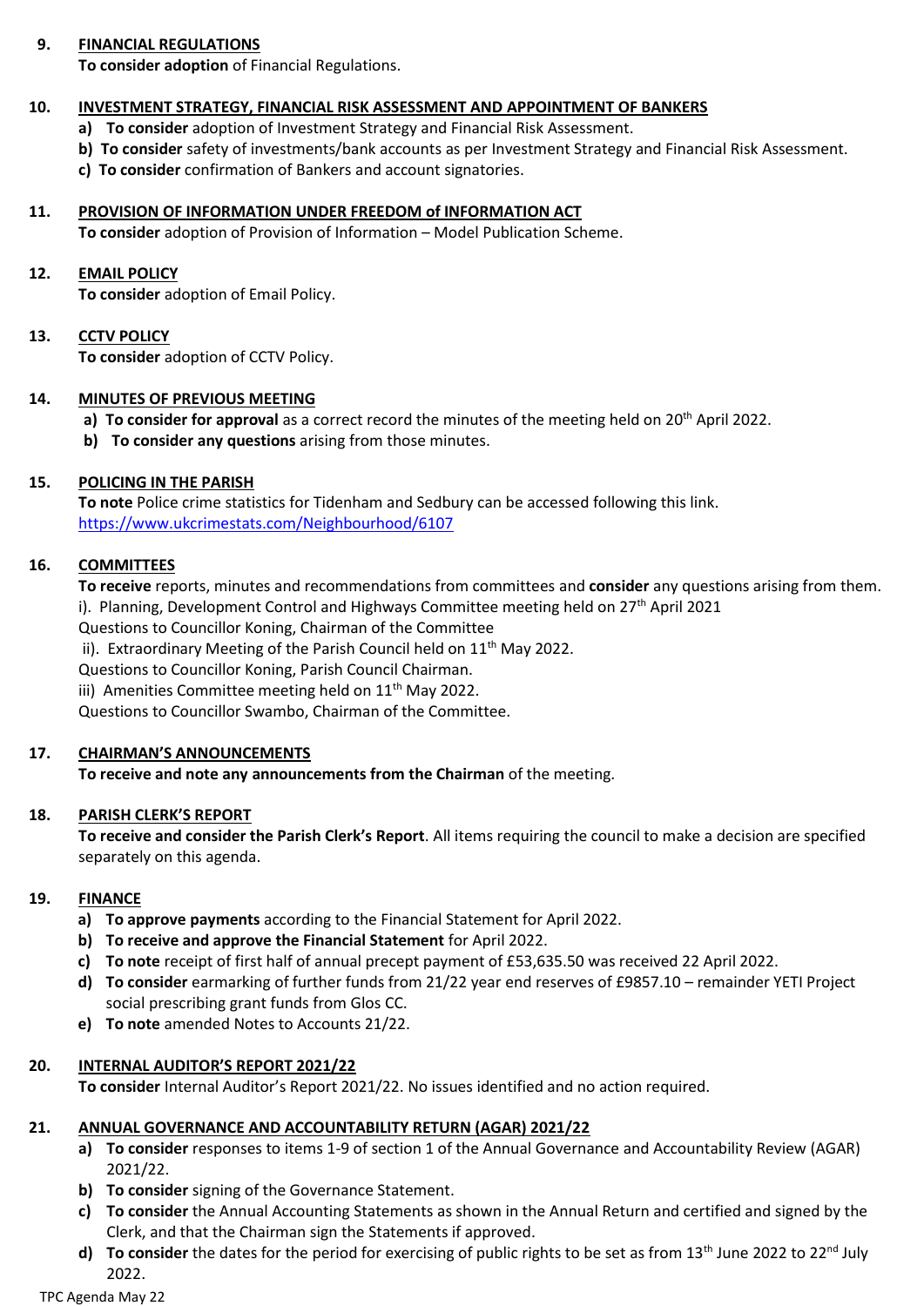**9. FINANCIAL REGULATIONS**

**To consider adoption** of Financial Regulations.

**10. INVESTMENT STRATEGY, FINANCIAL RISK ASSESSMENT AND APPOINTMENT OF BANKERS**

- **a) To consider** adoption of Investment Strategy and Financial Risk Assessment.
- **b) To consider** safety of investments/bank accounts as per Investment Strategy and Financial Risk Assessment.
- **c) To consider** confirmation of Bankers and account signatories.

**11. PROVISION OF INFORMATION UNDER FREEDOM of INFORMATION ACT**

**To consider** adoption of Provision of Information – Model Publication Scheme.

**12. EMAIL POLICY**

**To consider** adoption of Email Policy.

**13. CCTV POLICY**

**To consider** adoption of CCTV Policy.

**14. MINUTES OF PREVIOUS MEETING**

- **a) To consider for approval** as a correct record the minutes of the meeting held on 20th April 2022.
- **b) To consider any questions** arising from those minutes.

**15. POLICING IN THE PARISH**

**To note** Police crime statistics for Tidenham and Sedbury can be accessed following this link.
https://www.ukcrimestats.com/Neighbourhood/6107

**16. COMMITTEES**

**To receive** reports, minutes and recommendations from committees and **consider** any questions arising from them.

i). Planning, Development Control and Highways Committee meeting held on 27th April 2021
Questions to Councillor Koning, Chairman of the Committee

ii). Extraordinary Meeting of the Parish Council held on 11th May 2022.
Questions to Councillor Koning, Parish Council Chairman.

iii) Amenities Committee meeting held on 11th May 2022.
Questions to Councillor Swambo, Chairman of the Committee.

**17. CHAIRMAN'S ANNOUNCEMENTS**

**To receive and note any announcements from the Chairman** of the meeting.

**18. PARISH CLERK'S REPORT**

**To receive and consider the Parish Clerk's Report**. All items requiring the council to make a decision are specified separately on this agenda.

**19. FINANCE**

- **a) To approve payments** according to the Financial Statement for April 2022.
- **b) To receive and approve the Financial Statement** for April 2022.
- **c) To note** receipt of first half of annual precept payment of £53,635.50 was received 22 April 2022.
- **d) To consider** earmarking of further funds from 21/22 year end reserves of £9857.10 – remainder YETI Project social prescribing grant funds from Glos CC.
- **e) To note** amended Notes to Accounts 21/22.

**20. INTERNAL AUDITOR'S REPORT 2021/22**

**To consider** Internal Auditor's Report 2021/22. No issues identified and no action required.

**21. ANNUAL GOVERNANCE AND ACCOUNTABILITY RETURN (AGAR) 2021/22**

- **a) To consider** responses to items 1-9 of section 1 of the Annual Governance and Accountability Review (AGAR) 2021/22.
- **b) To consider** signing of the Governance Statement.
- **c) To consider** the Annual Accounting Statements as shown in the Annual Return and certified and signed by the Clerk, and that the Chairman sign the Statements if approved.
- **d) To consider** the dates for the period for exercising of public rights to be set as from 13th June 2022 to 22nd July 2022.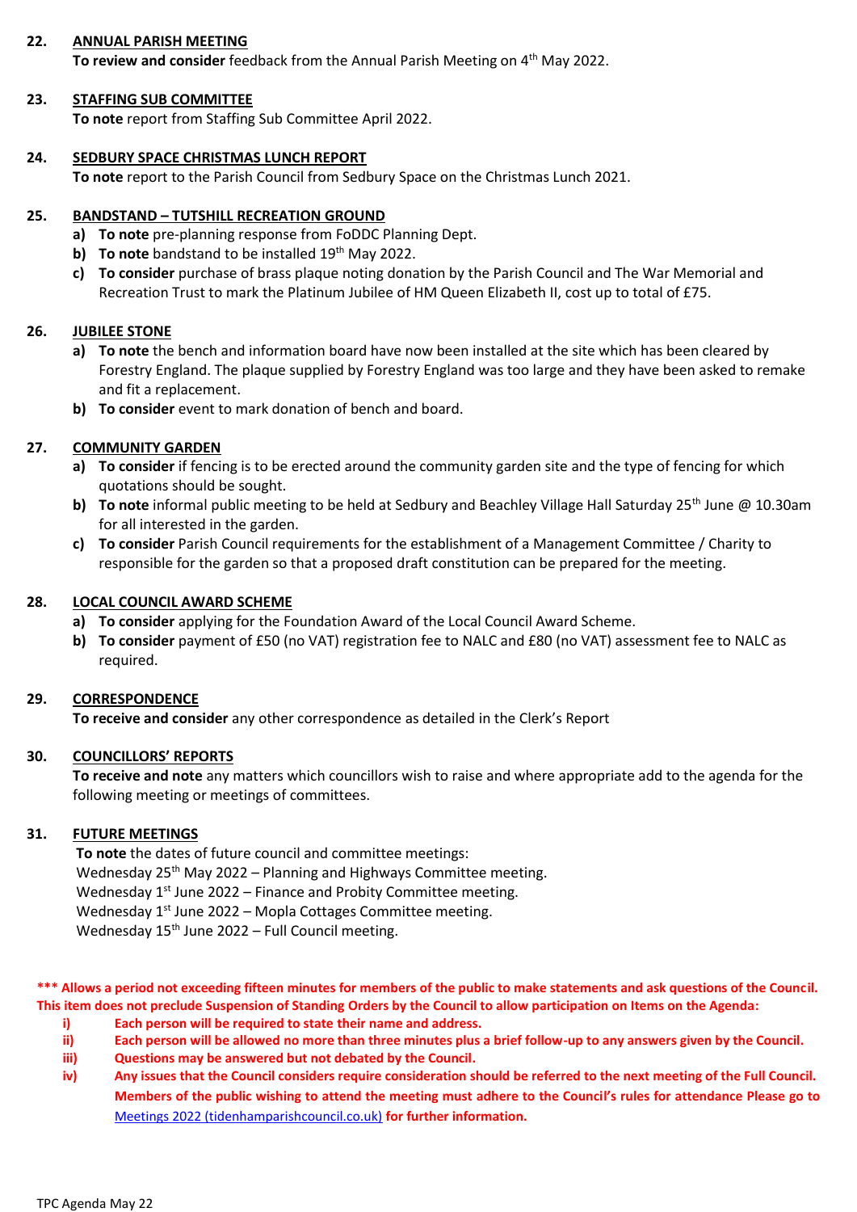**22. ANNUAL PARISH MEETING**

**To review and consider** feedback from the Annual Parish Meeting on 4th May 2022.

**23. STAFFING SUB COMMITTEE**

**To note** report from Staffing Sub Committee April 2022.

**24. SEDBURY SPACE CHRISTMAS LUNCH REPORT**

**To note** report to the Parish Council from Sedbury Space on the Christmas Lunch 2021.

**25. BANDSTAND – TUTSHILL RECREATION GROUND**

- **a) To note** pre-planning response from FoDDC Planning Dept.
- **b) To note** bandstand to be installed 19th May 2022.
- **c) To consider** purchase of brass plaque noting donation by the Parish Council and The War Memorial and Recreation Trust to mark the Platinum Jubilee of HM Queen Elizabeth II, cost up to total of £75.

**26. JUBILEE STONE**

- **a) To note** the bench and information board have now been installed at the site which has been cleared by Forestry England. The plaque supplied by Forestry England was too large and they have been asked to remake and fit a replacement.
- **b) To consider** event to mark donation of bench and board.

**27. COMMUNITY GARDEN**

- **a) To consider** if fencing is to be erected around the community garden site and the type of fencing for which quotations should be sought.
- **b) To note** informal public meeting to be held at Sedbury and Beachley Village Hall Saturday 25th June @ 10.30am for all interested in the garden.
- **c) To consider** Parish Council requirements for the establishment of a Management Committee / Charity to responsible for the garden so that a proposed draft constitution can be prepared for the meeting.

**28. LOCAL COUNCIL AWARD SCHEME**

- **a) To consider** applying for the Foundation Award of the Local Council Award Scheme.
- **b) To consider** payment of £50 (no VAT) registration fee to NALC and £80 (no VAT) assessment fee to NALC as required.

**29. CORRESPONDENCE**

**To receive and consider** any other correspondence as detailed in the Clerk's Report

**30. COUNCILLORS' REPORTS**

**To receive and note** any matters which councillors wish to raise and where appropriate add to the agenda for the following meeting or meetings of committees.

**31. FUTURE MEETINGS**

**To note** the dates of future council and committee meetings:
Wednesday 25th May 2022 – Planning and Highways Committee meeting.
Wednesday 1st June 2022 – Finance and Probity Committee meeting.
Wednesday 1st June 2022 – Mopla Cottages Committee meeting.
Wednesday 15th June 2022 – Full Council meeting.

**\*\*\* Allows a period not exceeding fifteen minutes for members of the public to make statements and ask questions of the Council. This item does not preclude Suspension of Standing Orders by the Council to allow participation on Items on the Agenda:**

- **i) Each person will be required to state their name and address.**
- **ii) Each person will be allowed no more than three minutes plus a brief follow-up to any answers given by the Council.**
- **iii) Questions may be answered but not debated by the Council.**
- **iv) Any issues that the Council considers require consideration should be referred to the next meeting of the Full Council.**

**Members of the public wishing to attend the meeting must adhere to the Council's rules for attendance Please go to** [Meetings 2022 (tidenhamparishcouncil.co.uk)]() **for further information.**

TPC Agenda May 22